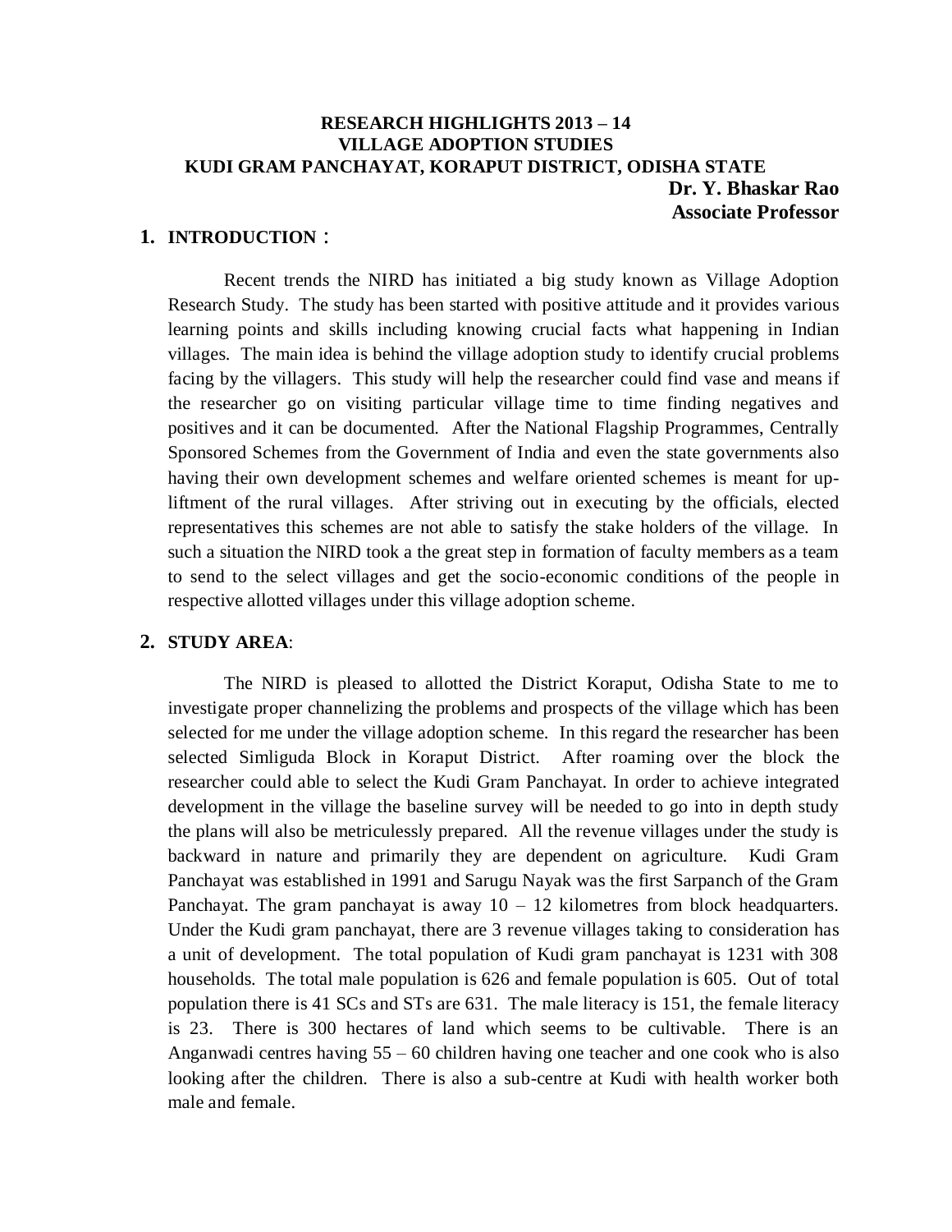**RESEARCH HIGHLIGHTS 2013 – 14**
**VILLAGE ADOPTION STUDIES**
**KUDI GRAM PANCHAYAT, KORAPUT DISTRICT, ODISHA STATE**

**Dr. Y. Bhaskar Rao**
**Associate Professor**

## 1. INTRODUCTION :

Recent trends the NIRD has initiated a big study known as Village Adoption Research Study. The study has been started with positive attitude and it provides various learning points and skills including knowing crucial facts what happening in Indian villages. The main idea is behind the village adoption study to identify crucial problems facing by the villagers. This study will help the researcher could find vase and means if the researcher go on visiting particular village time to time finding negatives and positives and it can be documented. After the National Flagship Programmes, Centrally Sponsored Schemes from the Government of India and even the state governments also having their own development schemes and welfare oriented schemes is meant for up-liftment of the rural villages. After striving out in executing by the officials, elected representatives this schemes are not able to satisfy the stake holders of the village. In such a situation the NIRD took a the great step in formation of faculty members as a team to send to the select villages and get the socio-economic conditions of the people in respective allotted villages under this village adoption scheme.

## 2. STUDY AREA:

The NIRD is pleased to allotted the District Koraput, Odisha State to me to investigate proper channelizing the problems and prospects of the village which has been selected for me under the village adoption scheme. In this regard the researcher has been selected Simliguda Block in Koraput District. After roaming over the block the researcher could able to select the Kudi Gram Panchayat. In order to achieve integrated development in the village the baseline survey will be needed to go into in depth study the plans will also be metriculessly prepared. All the revenue villages under the study is backward in nature and primarily they are dependent on agriculture. Kudi Gram Panchayat was established in 1991 and Sarugu Nayak was the first Sarpanch of the Gram Panchayat. The gram panchayat is away 10 – 12 kilometres from block headquarters. Under the Kudi gram panchayat, there are 3 revenue villages taking to consideration has a unit of development. The total population of Kudi gram panchayat is 1231 with 308 households. The total male population is 626 and female population is 605. Out of total population there is 41 SCs and STs are 631. The male literacy is 151, the female literacy is 23. There is 300 hectares of land which seems to be cultivable. There is an Anganwadi centres having 55 – 60 children having one teacher and one cook who is also looking after the children. There is also a sub-centre at Kudi with health worker both male and female.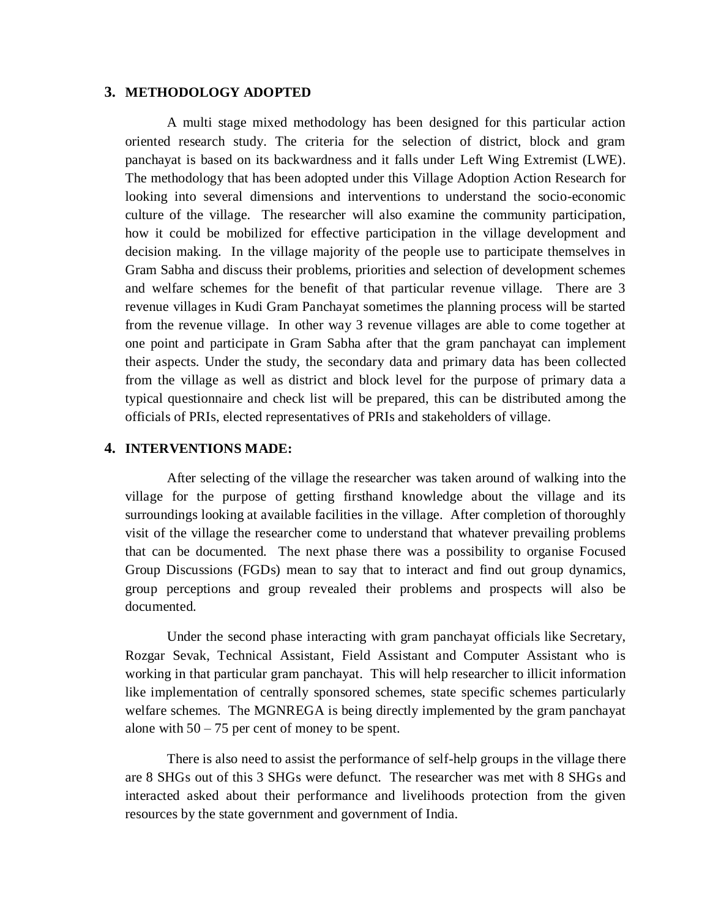## 3. METHODOLOGY ADOPTED

A multi stage mixed methodology has been designed for this particular action oriented research study. The criteria for the selection of district, block and gram panchayat is based on its backwardness and it falls under Left Wing Extremist (LWE). The methodology that has been adopted under this Village Adoption Action Research for looking into several dimensions and interventions to understand the socio-economic culture of the village. The researcher will also examine the community participation, how it could be mobilized for effective participation in the village development and decision making. In the village majority of the people use to participate themselves in Gram Sabha and discuss their problems, priorities and selection of development schemes and welfare schemes for the benefit of that particular revenue village. There are 3 revenue villages in Kudi Gram Panchayat sometimes the planning process will be started from the revenue village. In other way 3 revenue villages are able to come together at one point and participate in Gram Sabha after that the gram panchayat can implement their aspects. Under the study, the secondary data and primary data has been collected from the village as well as district and block level for the purpose of primary data a typical questionnaire and check list will be prepared, this can be distributed among the officials of PRIs, elected representatives of PRIs and stakeholders of village.

## 4. INTERVENTIONS MADE:

After selecting of the village the researcher was taken around of walking into the village for the purpose of getting firsthand knowledge about the village and its surroundings looking at available facilities in the village. After completion of thoroughly visit of the village the researcher come to understand that whatever prevailing problems that can be documented. The next phase there was a possibility to organise Focused Group Discussions (FGDs) mean to say that to interact and find out group dynamics, group perceptions and group revealed their problems and prospects will also be documented.

Under the second phase interacting with gram panchayat officials like Secretary, Rozgar Sevak, Technical Assistant, Field Assistant and Computer Assistant who is working in that particular gram panchayat. This will help researcher to illicit information like implementation of centrally sponsored schemes, state specific schemes particularly welfare schemes. The MGNREGA is being directly implemented by the gram panchayat alone with 50 – 75 per cent of money to be spent.

There is also need to assist the performance of self-help groups in the village there are 8 SHGs out of this 3 SHGs were defunct. The researcher was met with 8 SHGs and interacted asked about their performance and livelihoods protection from the given resources by the state government and government of India.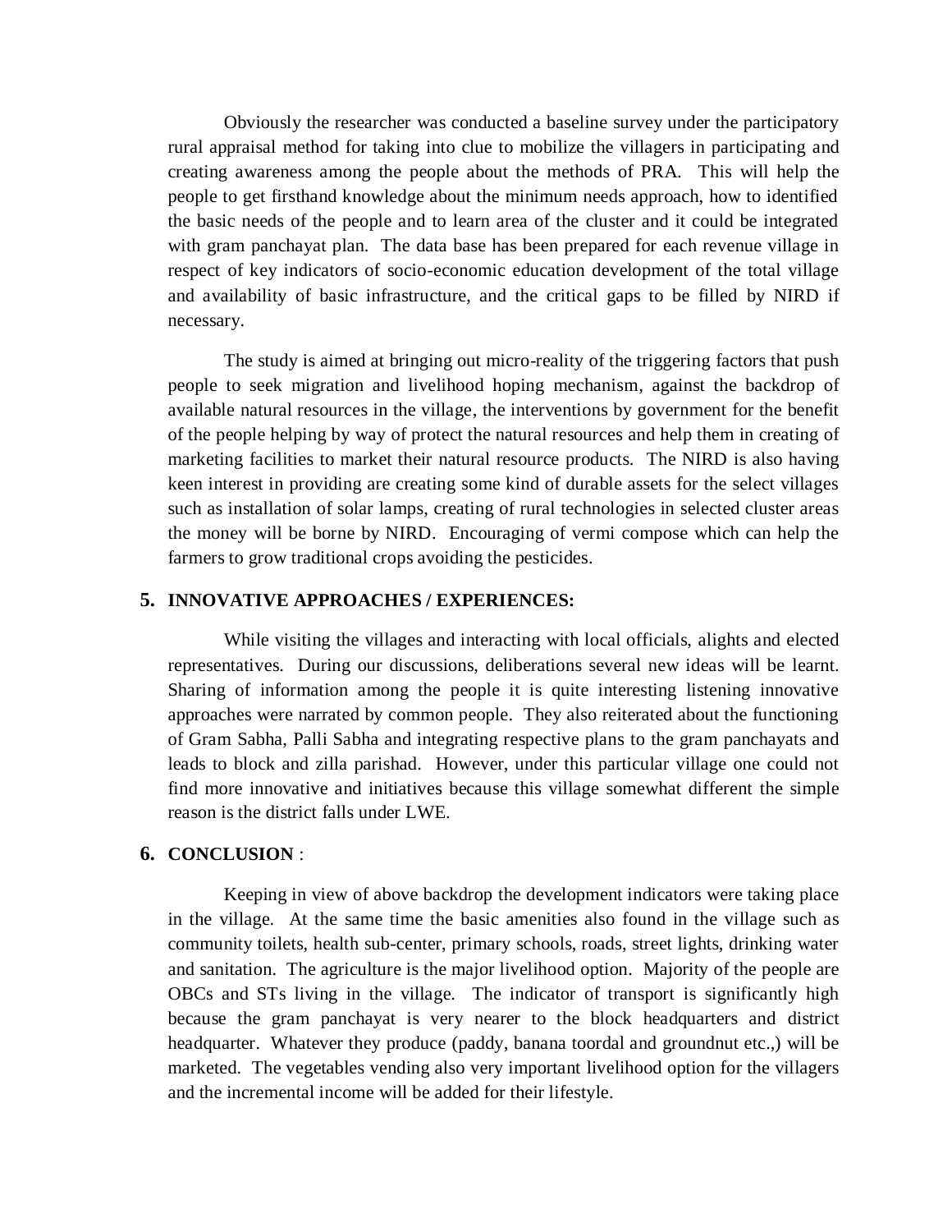Obviously the researcher was conducted a baseline survey under the participatory rural appraisal method for taking into clue to mobilize the villagers in participating and creating awareness among the people about the methods of PRA. This will help the people to get firsthand knowledge about the minimum needs approach, how to identified the basic needs of the people and to learn area of the cluster and it could be integrated with gram panchayat plan. The data base has been prepared for each revenue village in respect of key indicators of socio-economic education development of the total village and availability of basic infrastructure, and the critical gaps to be filled by NIRD if necessary.

The study is aimed at bringing out micro-reality of the triggering factors that push people to seek migration and livelihood hoping mechanism, against the backdrop of available natural resources in the village, the interventions by government for the benefit of the people helping by way of protect the natural resources and help them in creating of marketing facilities to market their natural resource products. The NIRD is also having keen interest in providing are creating some kind of durable assets for the select villages such as installation of solar lamps, creating of rural technologies in selected cluster areas the money will be borne by NIRD. Encouraging of vermi compose which can help the farmers to grow traditional crops avoiding the pesticides.

## 5. INNOVATIVE APPROACHES / EXPERIENCES:

While visiting the villages and interacting with local officials, alights and elected representatives. During our discussions, deliberations several new ideas will be learnt. Sharing of information among the people it is quite interesting listening innovative approaches were narrated by common people. They also reiterated about the functioning of Gram Sabha, Palli Sabha and integrating respective plans to the gram panchayats and leads to block and zilla parishad. However, under this particular village one could not find more innovative and initiatives because this village somewhat different the simple reason is the district falls under LWE.

## 6. CONCLUSION :

Keeping in view of above backdrop the development indicators were taking place in the village. At the same time the basic amenities also found in the village such as community toilets, health sub-center, primary schools, roads, street lights, drinking water and sanitation. The agriculture is the major livelihood option. Majority of the people are OBCs and STs living in the village. The indicator of transport is significantly high because the gram panchayat is very nearer to the block headquarters and district headquarter. Whatever they produce (paddy, banana toordal and groundnut etc.,) will be marketed. The vegetables vending also very important livelihood option for the villagers and the incremental income will be added for their lifestyle.